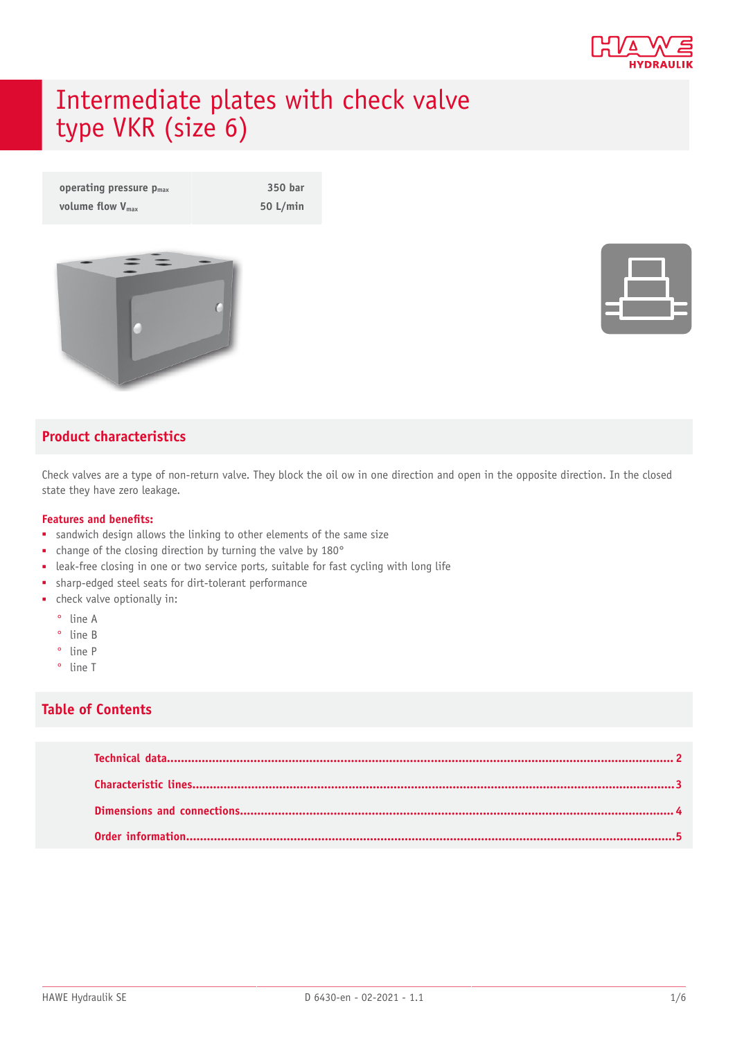# Intermediate plates with check valve type VKR (size 6)

| | |
|---|---|
| operating pressure $p_{max}$ | 350 bar |
| volume flow $V_{max}$ | 50 L/min |

## Product characteristics

Check valves are a type of non-return valve. They block the oil ow in one direction and open in the opposite direction. In the closed state they have zero leakage.

**Features and benefits:**

- sandwich design allows the linking to other elements of the same size
- change of the closing direction by turning the valve by 180°
- leak-free closing in one or two service ports, suitable for fast cycling with long life
- sharp-edged steel seats for dirt-tolerant performance
- check valve optionally in:
  - line A
  - line B
  - line P
  - line T

## Table of Contents

- Technical data........................................................................ 2
- Characteristic lines................................................................ 3
- Dimensions and connections................................................... 4
- Order information.................................................................... 5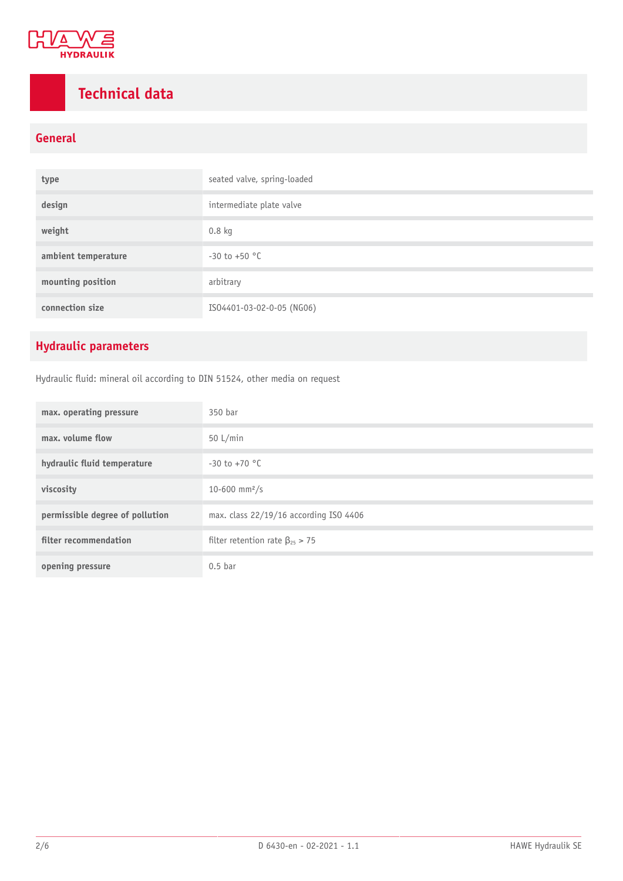# Technical data

## General

| type | seated valve, spring-loaded |
|---|---|
| design | intermediate plate valve |
| weight | 0.8 kg |
| ambient temperature | -30 to +50 °C |
| mounting position | arbitrary |
| connection size | ISO4401-03-02-0-05 (NG06) |

## Hydraulic parameters

Hydraulic fluid: mineral oil according to DIN 51524, other media on request

| max. operating pressure | 350 bar |
|---|---|
| max. volume flow | 50 L/min |
| hydraulic fluid temperature | -30 to +70 °C |
| viscosity | 10-600 mm²/s |
| permissible degree of pollution | max. class 22/19/16 according ISO 4406 |
| filter recommendation | filter retention rate $\beta_{25} > 75$ |
| opening pressure | 0.5 bar |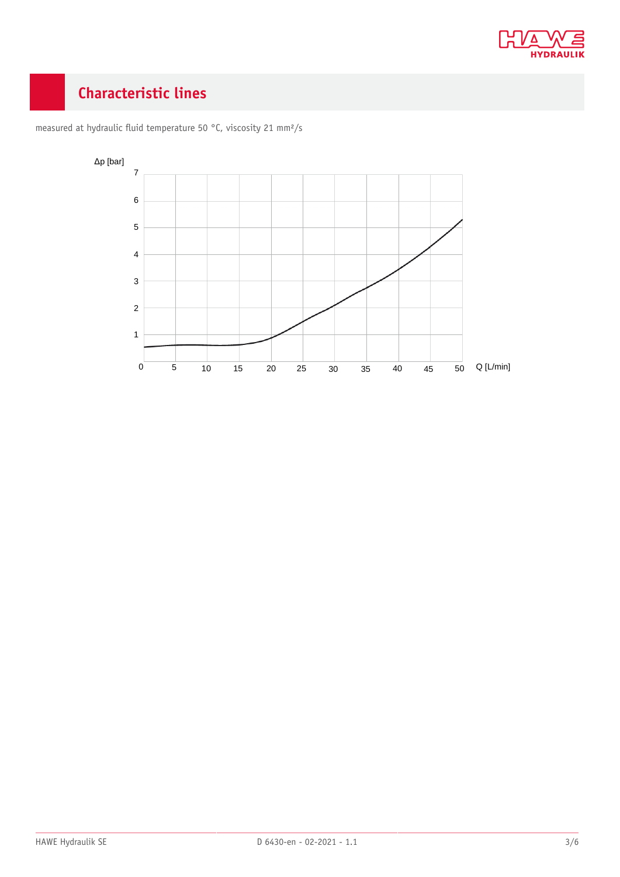## Characteristic lines

measured at hydraulic fluid temperature 50 °C, viscosity 21 mm²/s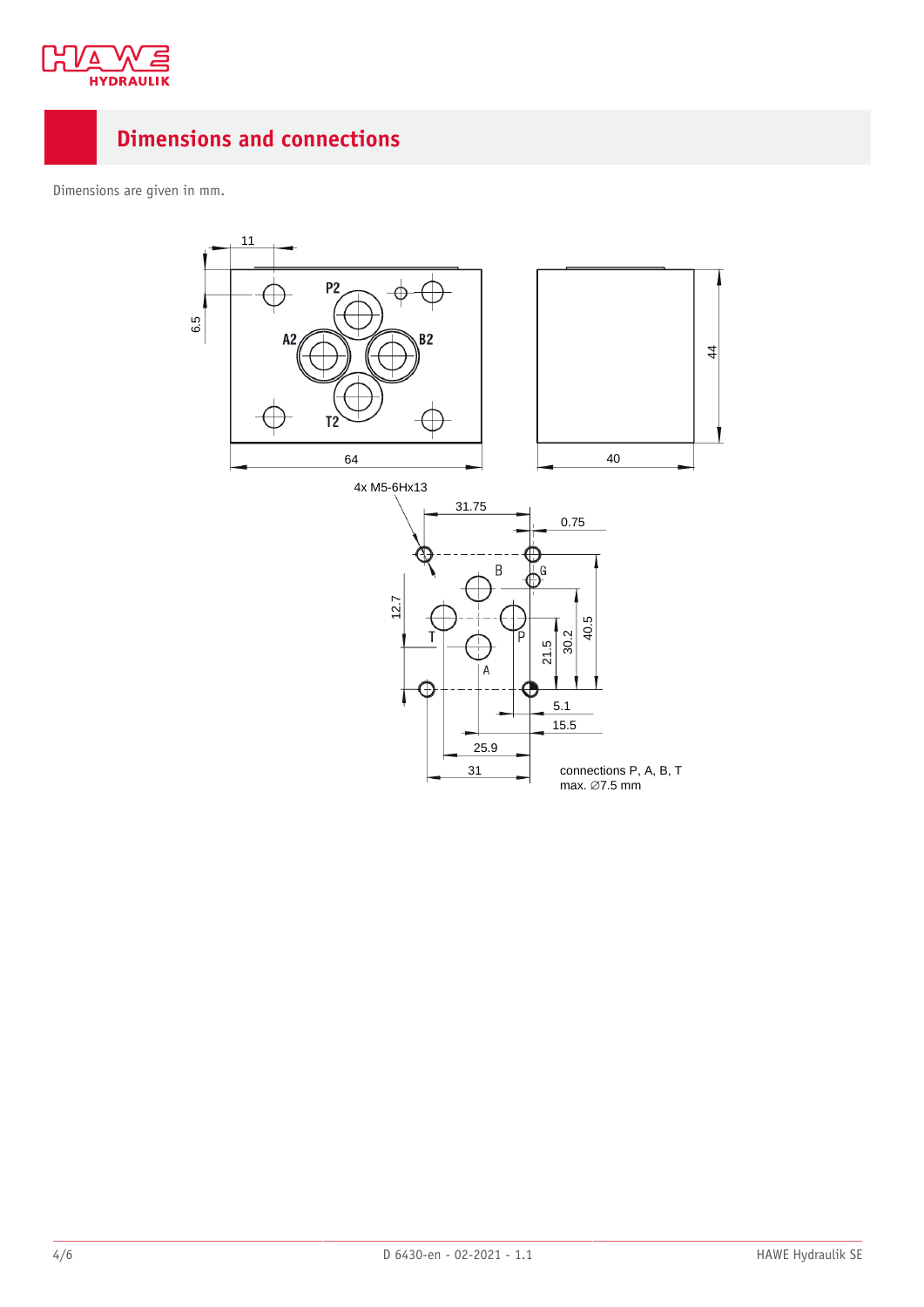## Dimensions and connections

Dimensions are given in mm.

4x M5-6Hx13

connections P, A, B, T
max. ∅7.5 mm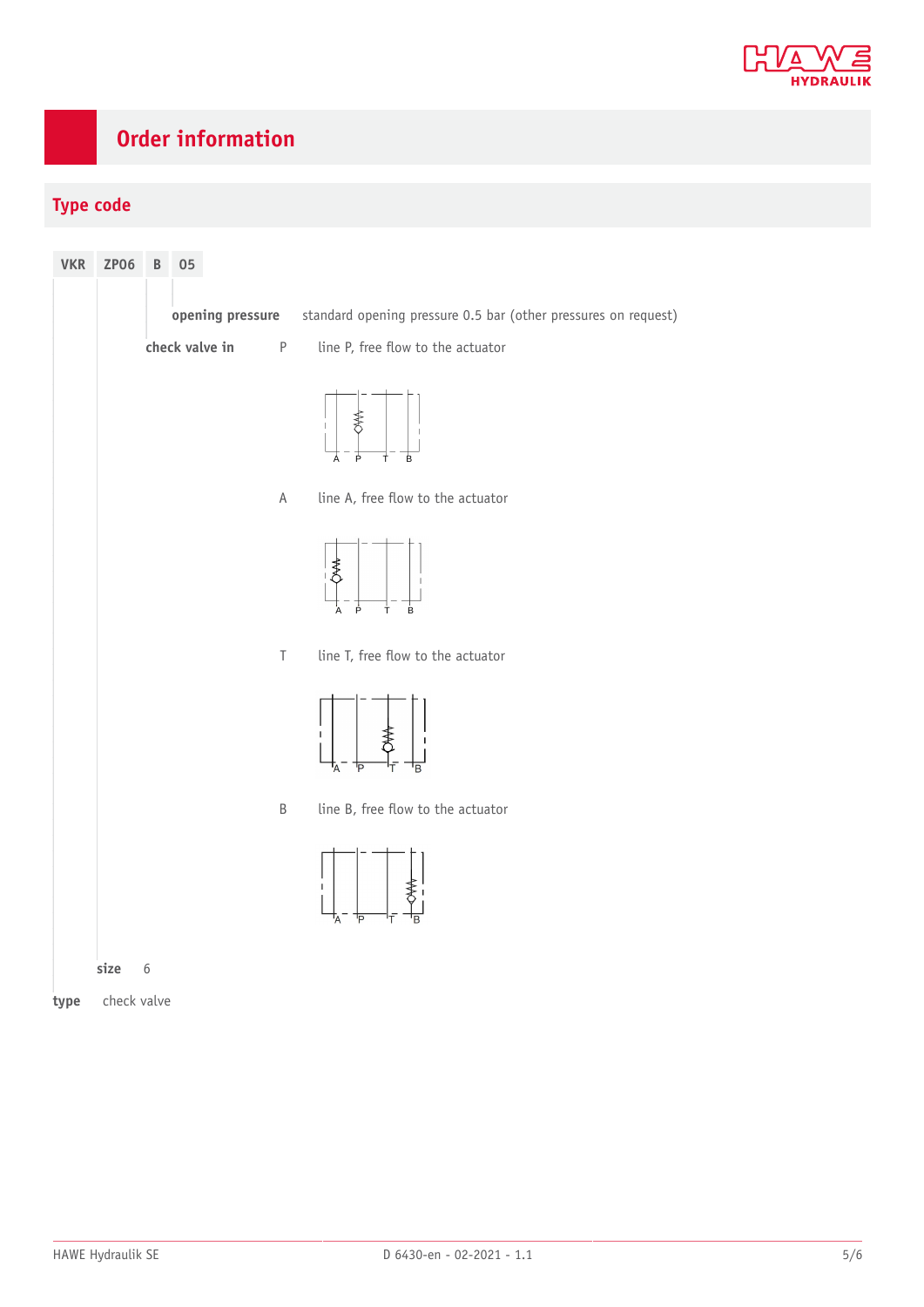# Order information

## Type code

| VKR | ZP06 | B | 05 |
|---|---|---|---|

**opening pressure** standard opening pressure 0.5 bar (other pressures on request)

**check valve in**

| | |
|---|---|
| P | line P, free flow to the actuator |
| A | line A, free flow to the actuator |
| T | line T, free flow to the actuator |
| B | line B, free flow to the actuator |

**size** 6

**type** check valve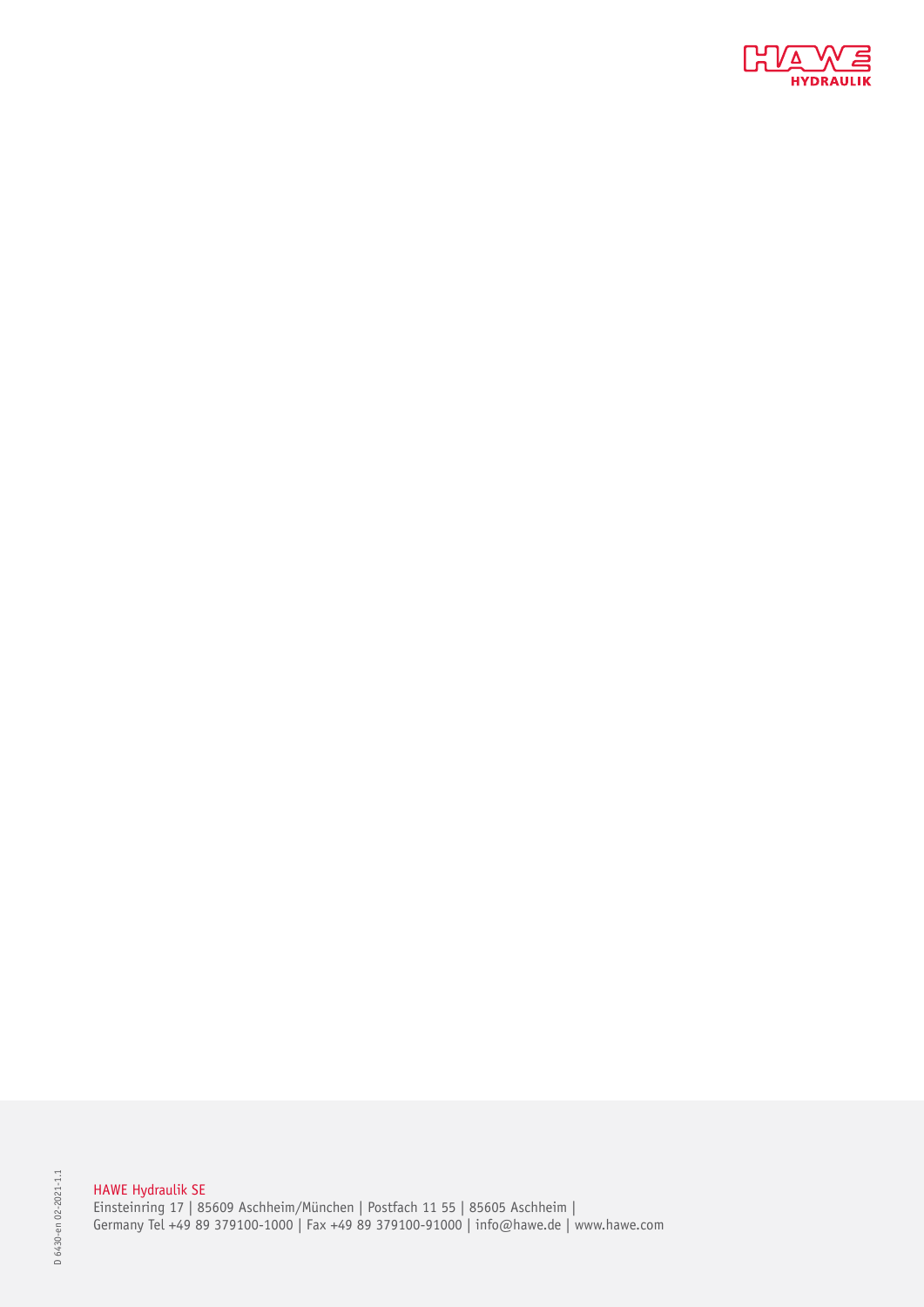HAWE Hydraulik SE
Einsteinring 17 | 85609 Aschheim/München | Postfach 11 55 | 85605 Aschheim | Germany Tel +49 89 379100-1000 | Fax +49 89 379100-91000 | info@hawe.de | www.hawe.com

D 6430-en 02-2021-1.1